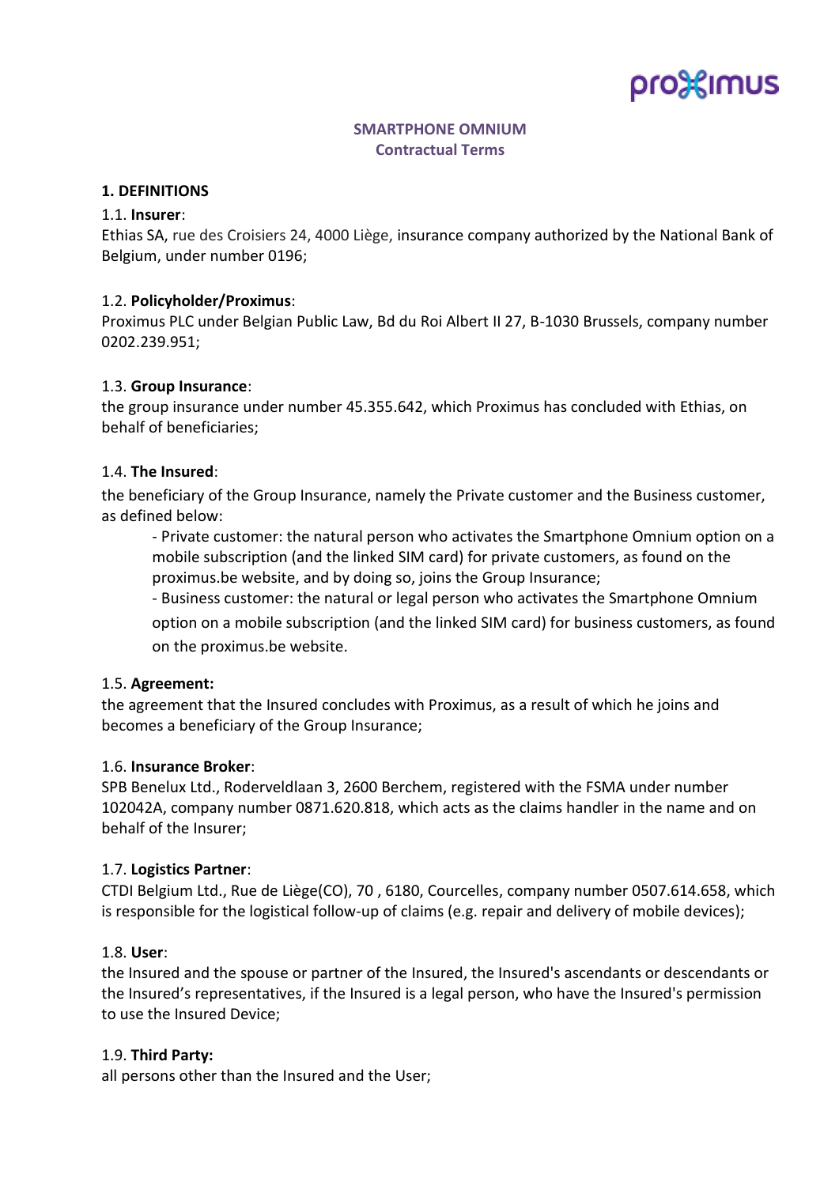**SMARTPHONE OMNIUM**
**Contractual Terms**

## 1. DEFINITIONS

1.1. **Insurer**:
Ethias SA, rue des Croisiers 24, 4000 Liège, insurance company authorized by the National Bank of Belgium, under number 0196;

1.2. **Policyholder/Proximus**:
Proximus PLC under Belgian Public Law, Bd du Roi Albert II 27, B-1030 Brussels, company number 0202.239.951;

1.3. **Group Insurance**:
the group insurance under number 45.355.642, which Proximus has concluded with Ethias, on behalf of beneficiaries;

1.4. **The Insured**:
the beneficiary of the Group Insurance, namely the Private customer and the Business customer, as defined below:

- Private customer: the natural person who activates the Smartphone Omnium option on a mobile subscription (and the linked SIM card) for private customers, as found on the proximus.be website, and by doing so, joins the Group Insurance;
- Business customer: the natural or legal person who activates the Smartphone Omnium option on a mobile subscription (and the linked SIM card) for business customers, as found on the proximus.be website.

1.5. **Agreement:**
the agreement that the Insured concludes with Proximus, as a result of which he joins and becomes a beneficiary of the Group Insurance;

1.6. **Insurance Broker**:
SPB Benelux Ltd., Roderveldlaan 3, 2600 Berchem, registered with the FSMA under number 102042A, company number 0871.620.818, which acts as the claims handler in the name and on behalf of the Insurer;

1.7. **Logistics Partner**:
CTDI Belgium Ltd., Rue de Liège(CO), 70 , 6180, Courcelles, company number 0507.614.658, which is responsible for the logistical follow-up of claims (e.g. repair and delivery of mobile devices);

1.8. **User**:
the Insured and the spouse or partner of the Insured, the Insured's ascendants or descendants or the Insured's representatives, if the Insured is a legal person, who have the Insured's permission to use the Insured Device;

1.9. **Third Party:**
all persons other than the Insured and the User;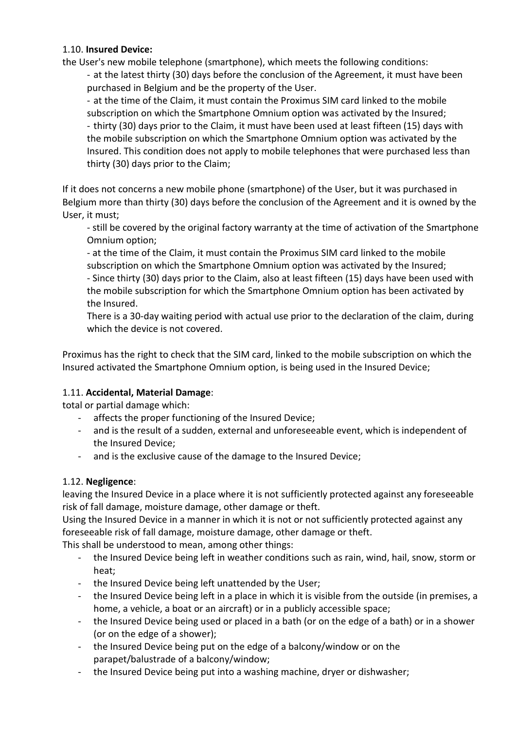1.10. **Insured Device:**

the User's new mobile telephone (smartphone), which meets the following conditions:

- at the latest thirty (30) days before the conclusion of the Agreement, it must have been purchased in Belgium and be the property of the User.
- at the time of the Claim, it must contain the Proximus SIM card linked to the mobile subscription on which the Smartphone Omnium option was activated by the Insured;
- thirty (30) days prior to the Claim, it must have been used at least fifteen (15) days with the mobile subscription on which the Smartphone Omnium option was activated by the Insured. This condition does not apply to mobile telephones that were purchased less than thirty (30) days prior to the Claim;

If it does not concerns a new mobile phone (smartphone) of the User, but it was purchased in Belgium more than thirty (30) days before the conclusion of the Agreement and it is owned by the User, it must;

- still be covered by the original factory warranty at the time of activation of the Smartphone Omnium option;
- at the time of the Claim, it must contain the Proximus SIM card linked to the mobile subscription on which the Smartphone Omnium option was activated by the Insured;
- Since thirty (30) days prior to the Claim, also at least fifteen (15) days have been used with the mobile subscription for which the Smartphone Omnium option has been activated by the Insured.

  There is a 30-day waiting period with actual use prior to the declaration of the claim, during which the device is not covered.

Proximus has the right to check that the SIM card, linked to the mobile subscription on which the Insured activated the Smartphone Omnium option, is being used in the Insured Device;

1.11. **Accidental, Material Damage**:

total or partial damage which:

- affects the proper functioning of the Insured Device;
- and is the result of a sudden, external and unforeseeable event, which is independent of the Insured Device;
- and is the exclusive cause of the damage to the Insured Device;

1.12. **Negligence**:

leaving the Insured Device in a place where it is not sufficiently protected against any foreseeable risk of fall damage, moisture damage, other damage or theft.

Using the Insured Device in a manner in which it is not or not sufficiently protected against any foreseeable risk of fall damage, moisture damage, other damage or theft.

This shall be understood to mean, among other things:

- the Insured Device being left in weather conditions such as rain, wind, hail, snow, storm or heat;
- the Insured Device being left unattended by the User;
- the Insured Device being left in a place in which it is visible from the outside (in premises, a home, a vehicle, a boat or an aircraft) or in a publicly accessible space;
- the Insured Device being used or placed in a bath (or on the edge of a bath) or in a shower (or on the edge of a shower);
- the Insured Device being put on the edge of a balcony/window or on the parapet/balustrade of a balcony/window;
- the Insured Device being put into a washing machine, dryer or dishwasher;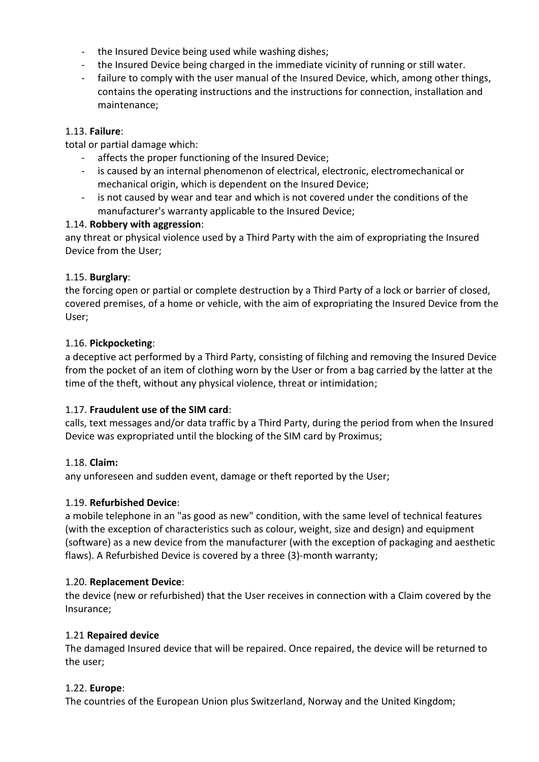- the Insured Device being used while washing dishes;
- the Insured Device being charged in the immediate vicinity of running or still water.
- failure to comply with the user manual of the Insured Device, which, among other things, contains the operating instructions and the instructions for connection, installation and maintenance;

1.13. **Failure**:
total or partial damage which:

- affects the proper functioning of the Insured Device;
- is caused by an internal phenomenon of electrical, electronic, electromechanical or mechanical origin, which is dependent on the Insured Device;
- is not caused by wear and tear and which is not covered under the conditions of the manufacturer's warranty applicable to the Insured Device;

1.14. **Robbery with aggression**:
any threat or physical violence used by a Third Party with the aim of expropriating the Insured Device from the User;

1.15. **Burglary**:
the forcing open or partial or complete destruction by a Third Party of a lock or barrier of closed, covered premises, of a home or vehicle, with the aim of expropriating the Insured Device from the User;

1.16. **Pickpocketing**:
a deceptive act performed by a Third Party, consisting of filching and removing the Insured Device from the pocket of an item of clothing worn by the User or from a bag carried by the latter at the time of the theft, without any physical violence, threat or intimidation;

1.17. **Fraudulent use of the SIM card**:
calls, text messages and/or data traffic by a Third Party, during the period from when the Insured Device was expropriated until the blocking of the SIM card by Proximus;

1.18. **Claim:**
any unforeseen and sudden event, damage or theft reported by the User;

1.19. **Refurbished Device**:
a mobile telephone in an "as good as new" condition, with the same level of technical features (with the exception of characteristics such as colour, weight, size and design) and equipment (software) as a new device from the manufacturer (with the exception of packaging and aesthetic flaws). A Refurbished Device is covered by a three (3)-month warranty;

1.20. **Replacement Device**:
the device (new or refurbished) that the User receives in connection with a Claim covered by the Insurance;

1.21 **Repaired device**
The damaged Insured device that will be repaired. Once repaired, the device will be returned to the user;

1.22. **Europe**:
The countries of the European Union plus Switzerland, Norway and the United Kingdom;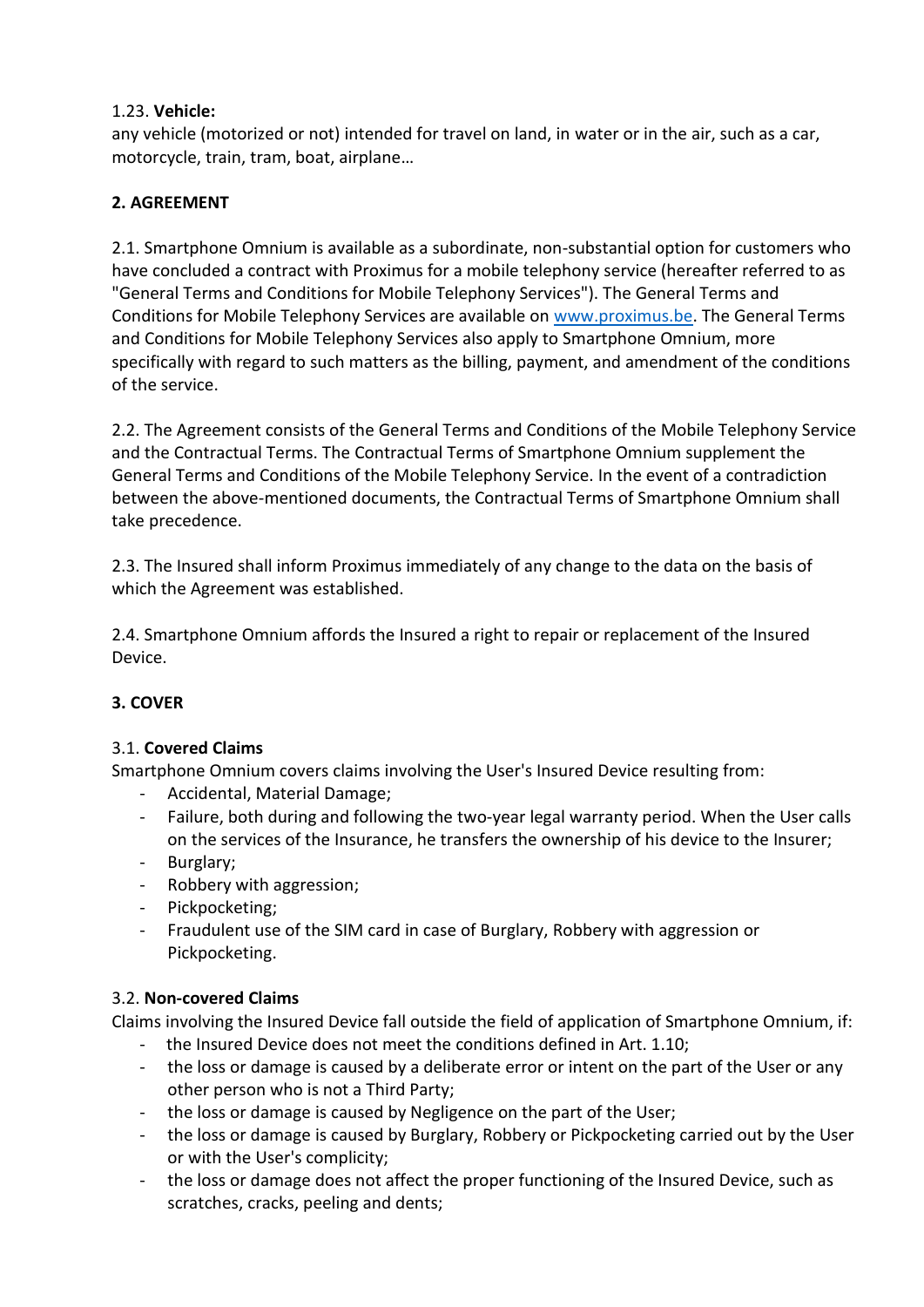1.23. **Vehicle:**
any vehicle (motorized or not) intended for travel on land, in water or in the air, such as a car, motorcycle, train, tram, boat, airplane…

## 2. AGREEMENT

2.1. Smartphone Omnium is available as a subordinate, non-substantial option for customers who have concluded a contract with Proximus for a mobile telephony service (hereafter referred to as "General Terms and Conditions for Mobile Telephony Services"). The General Terms and Conditions for Mobile Telephony Services are available on [www.proximus.be](http://www.proximus.be). The General Terms and Conditions for Mobile Telephony Services also apply to Smartphone Omnium, more specifically with regard to such matters as the billing, payment, and amendment of the conditions of the service.

2.2. The Agreement consists of the General Terms and Conditions of the Mobile Telephony Service and the Contractual Terms. The Contractual Terms of Smartphone Omnium supplement the General Terms and Conditions of the Mobile Telephony Service. In the event of a contradiction between the above-mentioned documents, the Contractual Terms of Smartphone Omnium shall take precedence.

2.3. The Insured shall inform Proximus immediately of any change to the data on the basis of which the Agreement was established.

2.4. Smartphone Omnium affords the Insured a right to repair or replacement of the Insured Device.

## 3. COVER

3.1. **Covered Claims**
Smartphone Omnium covers claims involving the User's Insured Device resulting from:

- Accidental, Material Damage;
- Failure, both during and following the two-year legal warranty period. When the User calls on the services of the Insurance, he transfers the ownership of his device to the Insurer;
- Burglary;
- Robbery with aggression;
- Pickpocketing;
- Fraudulent use of the SIM card in case of Burglary, Robbery with aggression or Pickpocketing.

3.2. **Non-covered Claims**
Claims involving the Insured Device fall outside the field of application of Smartphone Omnium, if:

- the Insured Device does not meet the conditions defined in Art. 1.10;
- the loss or damage is caused by a deliberate error or intent on the part of the User or any other person who is not a Third Party;
- the loss or damage is caused by Negligence on the part of the User;
- the loss or damage is caused by Burglary, Robbery or Pickpocketing carried out by the User or with the User's complicity;
- the loss or damage does not affect the proper functioning of the Insured Device, such as scratches, cracks, peeling and dents;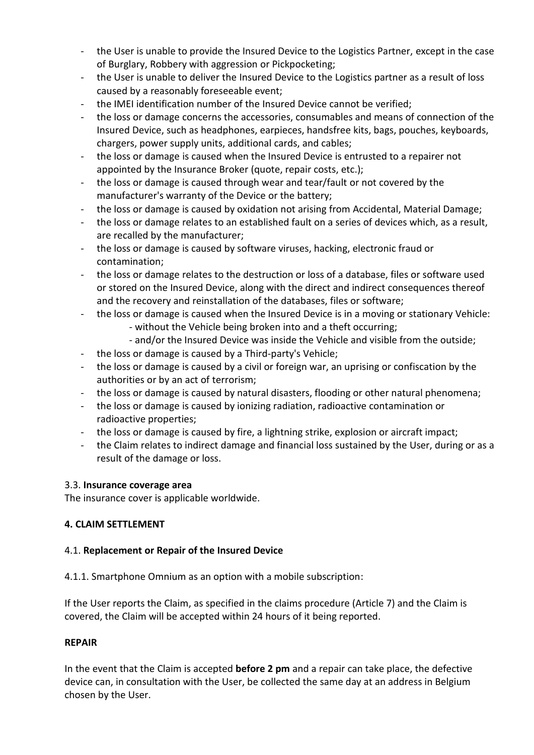- the User is unable to provide the Insured Device to the Logistics Partner, except in the case of Burglary, Robbery with aggression or Pickpocketing;
- the User is unable to deliver the Insured Device to the Logistics partner as a result of loss caused by a reasonably foreseeable event;
- the IMEI identification number of the Insured Device cannot be verified;
- the loss or damage concerns the accessories, consumables and means of connection of the Insured Device, such as headphones, earpieces, handsfree kits, bags, pouches, keyboards, chargers, power supply units, additional cards, and cables;
- the loss or damage is caused when the Insured Device is entrusted to a repairer not appointed by the Insurance Broker (quote, repair costs, etc.);
- the loss or damage is caused through wear and tear/fault or not covered by the manufacturer's warranty of the Device or the battery;
- the loss or damage is caused by oxidation not arising from Accidental, Material Damage;
- the loss or damage relates to an established fault on a series of devices which, as a result, are recalled by the manufacturer;
- the loss or damage is caused by software viruses, hacking, electronic fraud or contamination;
- the loss or damage relates to the destruction or loss of a database, files or software used or stored on the Insured Device, along with the direct and indirect consequences thereof and the recovery and reinstallation of the databases, files or software;
- the loss or damage is caused when the Insured Device is in a moving or stationary Vehicle:
  - without the Vehicle being broken into and a theft occurring;
  - and/or the Insured Device was inside the Vehicle and visible from the outside;
- the loss or damage is caused by a Third-party's Vehicle;
- the loss or damage is caused by a civil or foreign war, an uprising or confiscation by the authorities or by an act of terrorism;
- the loss or damage is caused by natural disasters, flooding or other natural phenomena;
- the loss or damage is caused by ionizing radiation, radioactive contamination or radioactive properties;
- the loss or damage is caused by fire, a lightning strike, explosion or aircraft impact;
- the Claim relates to indirect damage and financial loss sustained by the User, during or as a result of the damage or loss.

### 3.3. **Insurance coverage area**

The insurance cover is applicable worldwide.

## 4. CLAIM SETTLEMENT

### 4.1. **Replacement or Repair of the Insured Device**

4.1.1. Smartphone Omnium as an option with a mobile subscription:

If the User reports the Claim, as specified in the claims procedure (Article 7) and the Claim is covered, the Claim will be accepted within 24 hours of it being reported.

**REPAIR**

In the event that the Claim is accepted **before 2 pm** and a repair can take place, the defective device can, in consultation with the User, be collected the same day at an address in Belgium chosen by the User.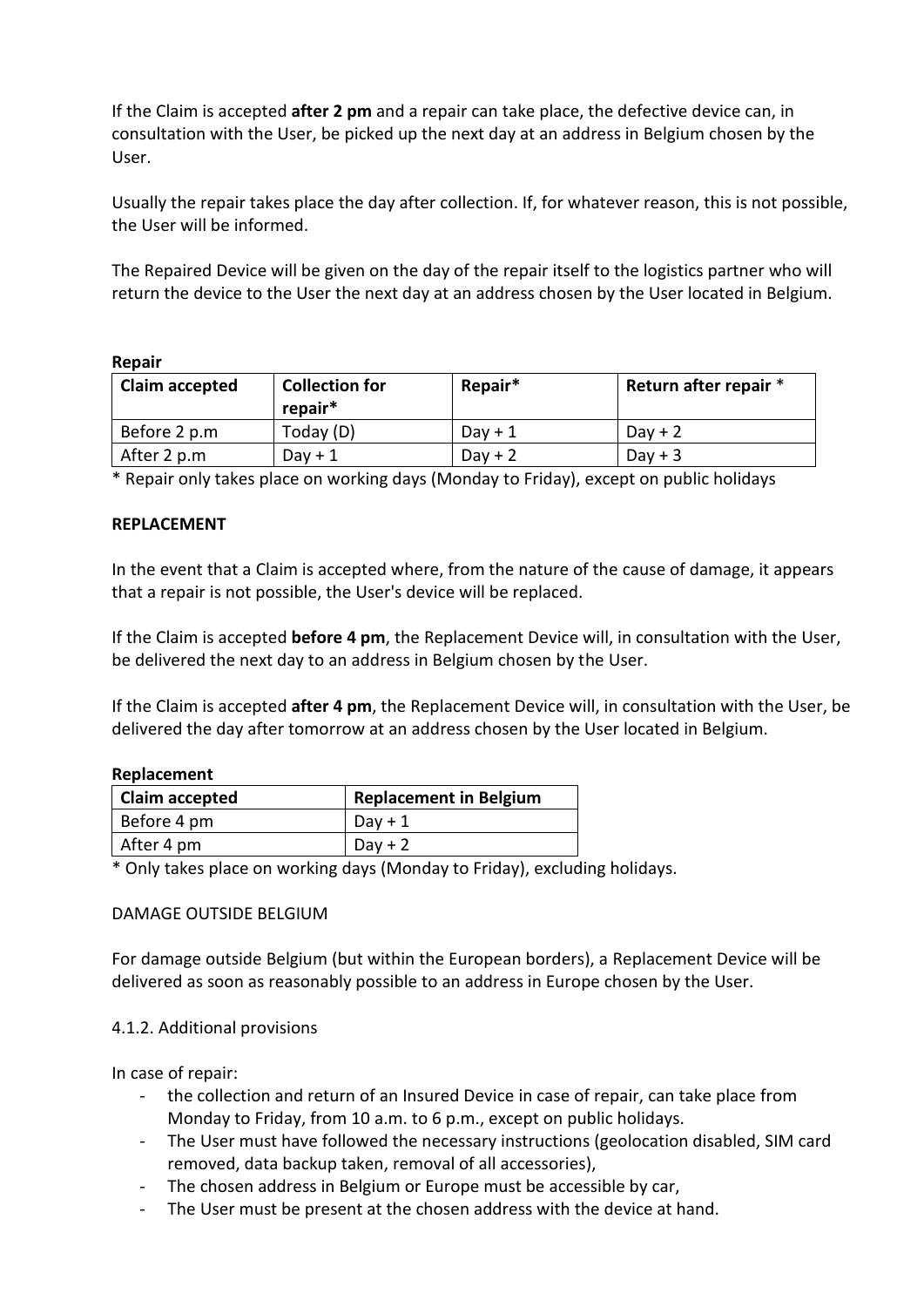If the Claim is accepted **after 2 pm** and a repair can take place, the defective device can, in consultation with the User, be picked up the next day at an address in Belgium chosen by the User.

Usually the repair takes place the day after collection. If, for whatever reason, this is not possible, the User will be informed.

The Repaired Device will be given on the day of the repair itself to the logistics partner who will return the device to the User the next day at an address chosen by the User located in Belgium.

**Repair**

| Claim accepted | Collection for repair* | Repair* | Return after repair * |
|---|---|---|---|
| Before 2 p.m | Today (D) | Day + 1 | Day + 2 |
| After 2 p.m | Day + 1 | Day + 2 | Day + 3 |

* Repair only takes place on working days (Monday to Friday), except on public holidays

**REPLACEMENT**

In the event that a Claim is accepted where, from the nature of the cause of damage, it appears that a repair is not possible, the User's device will be replaced.

If the Claim is accepted **before 4 pm**, the Replacement Device will, in consultation with the User, be delivered the next day to an address in Belgium chosen by the User.

If the Claim is accepted **after 4 pm**, the Replacement Device will, in consultation with the User, be delivered the day after tomorrow at an address chosen by the User located in Belgium.

**Replacement**

| Claim accepted | Replacement in Belgium |
|---|---|
| Before 4 pm | Day + 1 |
| After 4 pm | Day + 2 |

* Only takes place on working days (Monday to Friday), excluding holidays.

DAMAGE OUTSIDE BELGIUM

For damage outside Belgium (but within the European borders), a Replacement Device will be delivered as soon as reasonably possible to an address in Europe chosen by the User.

4.1.2. Additional provisions

In case of repair:

- the collection and return of an Insured Device in case of repair, can take place from Monday to Friday, from 10 a.m. to 6 p.m., except on public holidays.
- The User must have followed the necessary instructions (geolocation disabled, SIM card removed, data backup taken, removal of all accessories),
- The chosen address in Belgium or Europe must be accessible by car,
- The User must be present at the chosen address with the device at hand.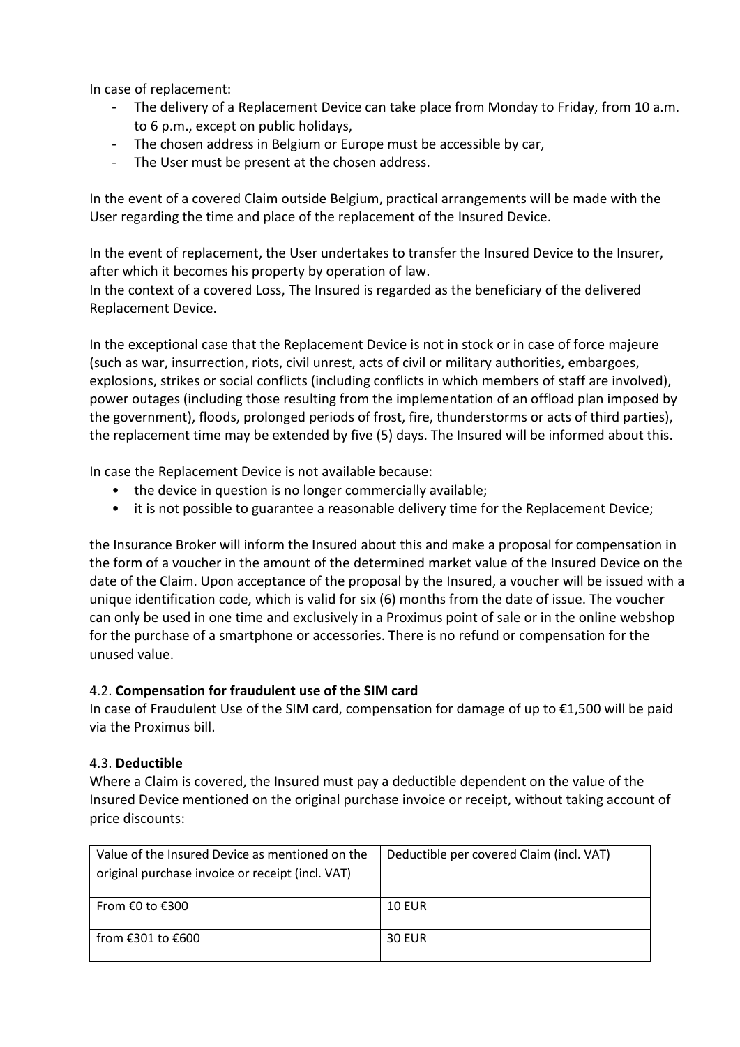In case of replacement:

- The delivery of a Replacement Device can take place from Monday to Friday, from 10 a.m. to 6 p.m., except on public holidays,
- The chosen address in Belgium or Europe must be accessible by car,
- The User must be present at the chosen address.

In the event of a covered Claim outside Belgium, practical arrangements will be made with the User regarding the time and place of the replacement of the Insured Device.

In the event of replacement, the User undertakes to transfer the Insured Device to the Insurer, after which it becomes his property by operation of law.
In the context of a covered Loss, The Insured is regarded as the beneficiary of the delivered Replacement Device.

In the exceptional case that the Replacement Device is not in stock or in case of force majeure (such as war, insurrection, riots, civil unrest, acts of civil or military authorities, embargoes, explosions, strikes or social conflicts (including conflicts in which members of staff are involved), power outages (including those resulting from the implementation of an offload plan imposed by the government), floods, prolonged periods of frost, fire, thunderstorms or acts of third parties), the replacement time may be extended by five (5) days. The Insured will be informed about this.

In case the Replacement Device is not available because:

- the device in question is no longer commercially available;
- it is not possible to guarantee a reasonable delivery time for the Replacement Device;

the Insurance Broker will inform the Insured about this and make a proposal for compensation in the form of a voucher in the amount of the determined market value of the Insured Device on the date of the Claim. Upon acceptance of the proposal by the Insured, a voucher will be issued with a unique identification code, which is valid for six (6) months from the date of issue. The voucher can only be used in one time and exclusively in a Proximus point of sale or in the online webshop for the purchase of a smartphone or accessories. There is no refund or compensation for the unused value.

4.2. **Compensation for fraudulent use of the SIM card**
In case of Fraudulent Use of the SIM card, compensation for damage of up to €1,500 will be paid via the Proximus bill.

4.3. **Deductible**
Where a Claim is covered, the Insured must pay a deductible dependent on the value of the Insured Device mentioned on the original purchase invoice or receipt, without taking account of price discounts:

| Value of the Insured Device as mentioned on the original purchase invoice or receipt (incl. VAT) | Deductible per covered Claim (incl. VAT) |
|---|---|
| From €0 to €300 | 10 EUR |
| from €301 to €600 | 30 EUR |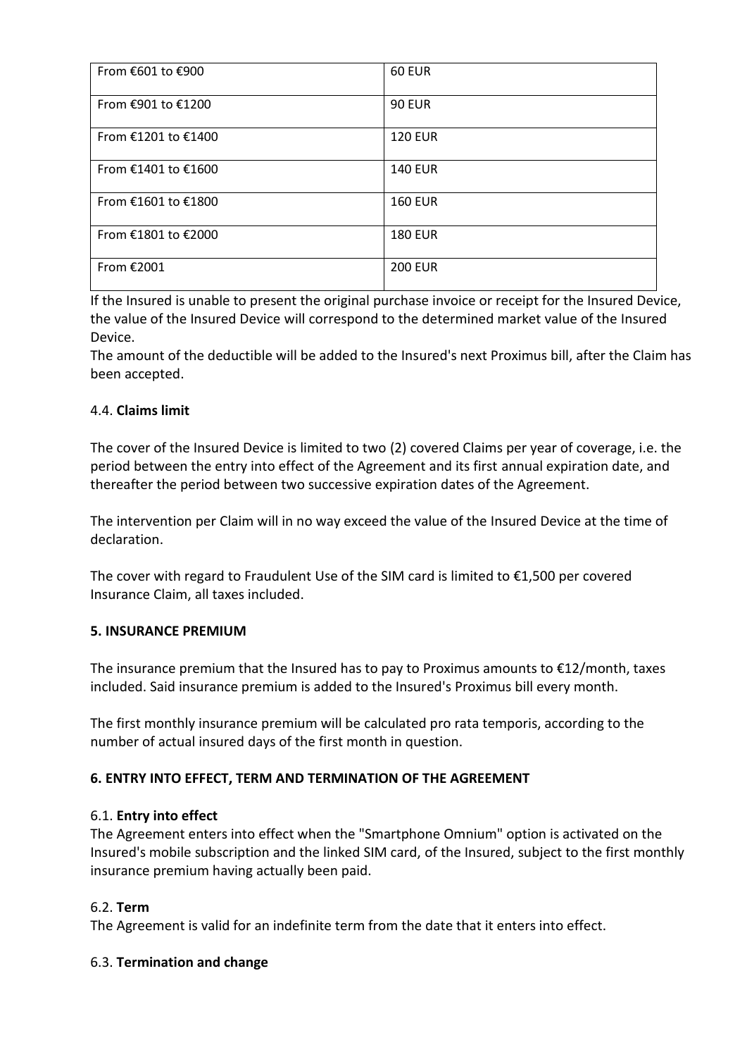| From €601 to €900 | 60 EUR |
|---|---|
| From €901 to €1200 | 90 EUR |
| From €1201 to €1400 | 120 EUR |
| From €1401 to €1600 | 140 EUR |
| From €1601 to €1800 | 160 EUR |
| From €1801 to €2000 | 180 EUR |
| From €2001 | 200 EUR |

If the Insured is unable to present the original purchase invoice or receipt for the Insured Device, the value of the Insured Device will correspond to the determined market value of the Insured Device.

The amount of the deductible will be added to the Insured's next Proximus bill, after the Claim has been accepted.

4.4. **Claims limit**

The cover of the Insured Device is limited to two (2) covered Claims per year of coverage, i.e. the period between the entry into effect of the Agreement and its first annual expiration date, and thereafter the period between two successive expiration dates of the Agreement.

The intervention per Claim will in no way exceed the value of the Insured Device at the time of declaration.

The cover with regard to Fraudulent Use of the SIM card is limited to €1,500 per covered Insurance Claim, all taxes included.

**5. INSURANCE PREMIUM**

The insurance premium that the Insured has to pay to Proximus amounts to €12/month, taxes included. Said insurance premium is added to the Insured's Proximus bill every month.

The first monthly insurance premium will be calculated pro rata temporis, according to the number of actual insured days of the first month in question.

**6. ENTRY INTO EFFECT, TERM AND TERMINATION OF THE AGREEMENT**

6.1. **Entry into effect**

The Agreement enters into effect when the "Smartphone Omnium" option is activated on the Insured's mobile subscription and the linked SIM card, of the Insured, subject to the first monthly insurance premium having actually been paid.

6.2. **Term**

The Agreement is valid for an indefinite term from the date that it enters into effect.

6.3. **Termination and change**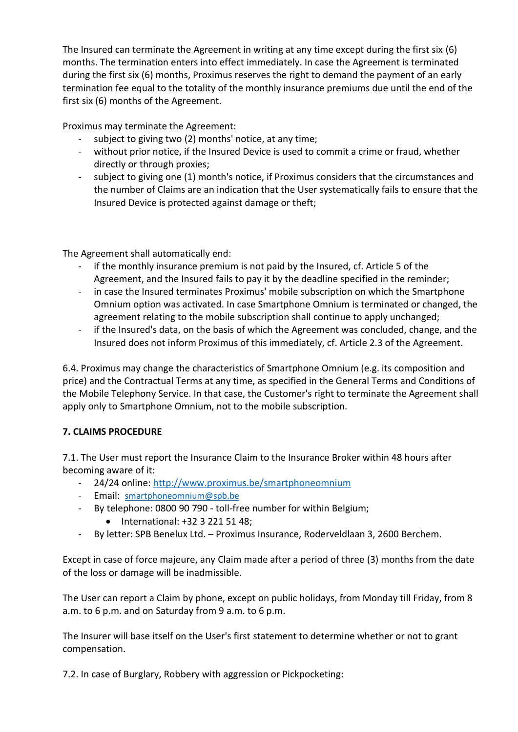The Insured can terminate the Agreement in writing at any time except during the first six (6) months. The termination enters into effect immediately. In case the Agreement is terminated during the first six (6) months, Proximus reserves the right to demand the payment of an early termination fee equal to the totality of the monthly insurance premiums due until the end of the first six (6) months of the Agreement.

Proximus may terminate the Agreement:

- subject to giving two (2) months' notice, at any time;
- without prior notice, if the Insured Device is used to commit a crime or fraud, whether directly or through proxies;
- subject to giving one (1) month's notice, if Proximus considers that the circumstances and the number of Claims are an indication that the User systematically fails to ensure that the Insured Device is protected against damage or theft;

The Agreement shall automatically end:

- if the monthly insurance premium is not paid by the Insured, cf. Article 5 of the Agreement, and the Insured fails to pay it by the deadline specified in the reminder;
- in case the Insured terminates Proximus' mobile subscription on which the Smartphone Omnium option was activated. In case Smartphone Omnium is terminated or changed, the agreement relating to the mobile subscription shall continue to apply unchanged;
- if the Insured's data, on the basis of which the Agreement was concluded, change, and the Insured does not inform Proximus of this immediately, cf. Article 2.3 of the Agreement.

6.4. Proximus may change the characteristics of Smartphone Omnium (e.g. its composition and price) and the Contractual Terms at any time, as specified in the General Terms and Conditions of the Mobile Telephony Service. In that case, the Customer's right to terminate the Agreement shall apply only to Smartphone Omnium, not to the mobile subscription.

**7. CLAIMS PROCEDURE**

7.1. The User must report the Insurance Claim to the Insurance Broker within 48 hours after becoming aware of it:

- 24/24 online: http://www.proximus.be/smartphoneomnium
- Email: smartphoneomnium@spb.be
- By telephone: 0800 90 790 - toll-free number for within Belgium;
  - International: +32 3 221 51 48;
- By letter: SPB Benelux Ltd. – Proximus Insurance, Roderveldlaan 3, 2600 Berchem.

Except in case of force majeure, any Claim made after a period of three (3) months from the date of the loss or damage will be inadmissible.

The User can report a Claim by phone, except on public holidays, from Monday till Friday, from 8 a.m. to 6 p.m. and on Saturday from 9 a.m. to 6 p.m.

The Insurer will base itself on the User's first statement to determine whether or not to grant compensation.

7.2. In case of Burglary, Robbery with aggression or Pickpocketing: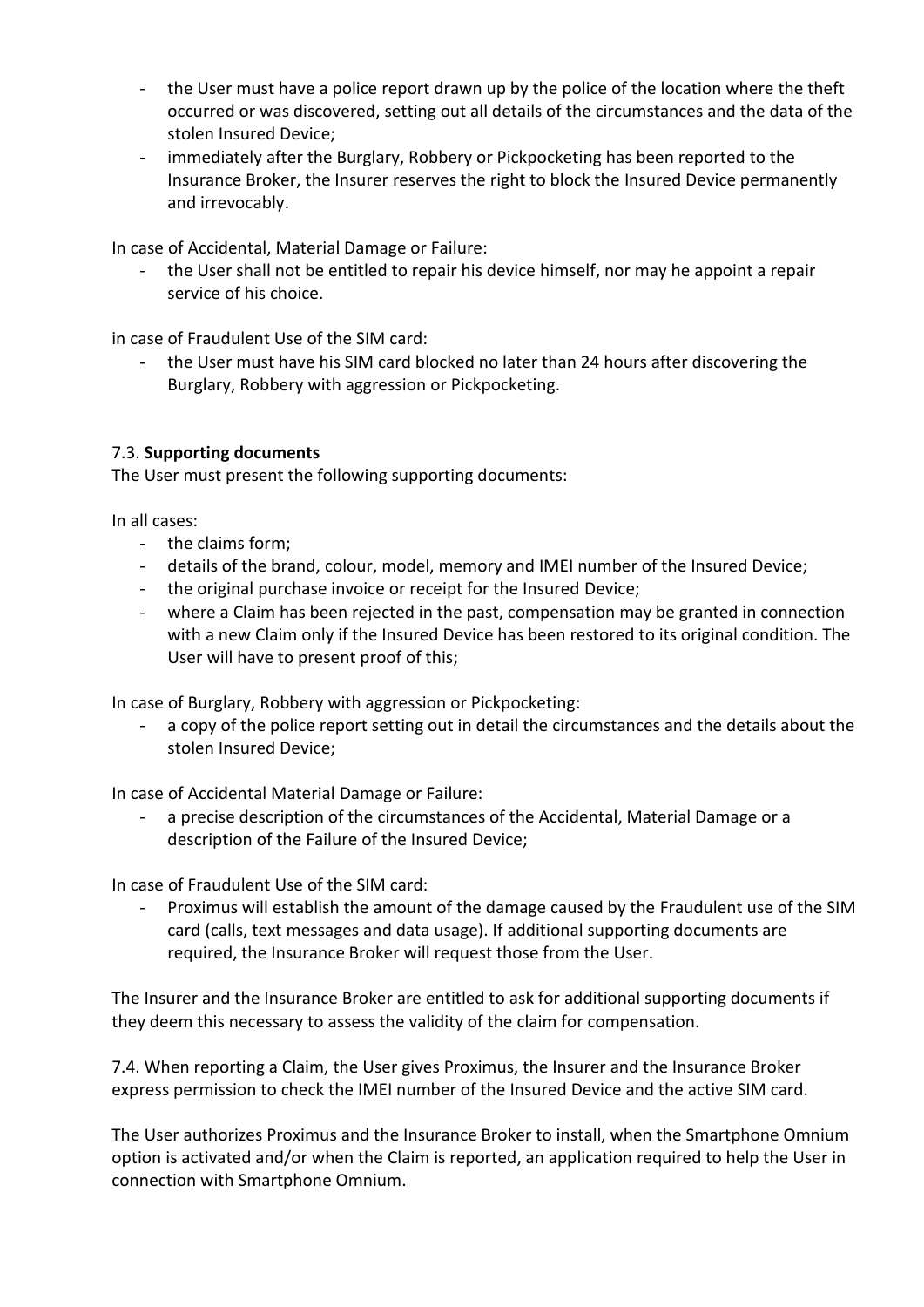- the User must have a police report drawn up by the police of the location where the theft occurred or was discovered, setting out all details of the circumstances and the data of the stolen Insured Device;
- immediately after the Burglary, Robbery or Pickpocketing has been reported to the Insurance Broker, the Insurer reserves the right to block the Insured Device permanently and irrevocably.

In case of Accidental, Material Damage or Failure:

- the User shall not be entitled to repair his device himself, nor may he appoint a repair service of his choice.

in case of Fraudulent Use of the SIM card:

- the User must have his SIM card blocked no later than 24 hours after discovering the Burglary, Robbery with aggression or Pickpocketing.

7.3. **Supporting documents**

The User must present the following supporting documents:

In all cases:

- the claims form;
- details of the brand, colour, model, memory and IMEI number of the Insured Device;
- the original purchase invoice or receipt for the Insured Device;
- where a Claim has been rejected in the past, compensation may be granted in connection with a new Claim only if the Insured Device has been restored to its original condition. The User will have to present proof of this;

In case of Burglary, Robbery with aggression or Pickpocketing:

- a copy of the police report setting out in detail the circumstances and the details about the stolen Insured Device;

In case of Accidental Material Damage or Failure:

- a precise description of the circumstances of the Accidental, Material Damage or a description of the Failure of the Insured Device;

In case of Fraudulent Use of the SIM card:

- Proximus will establish the amount of the damage caused by the Fraudulent use of the SIM card (calls, text messages and data usage). If additional supporting documents are required, the Insurance Broker will request those from the User.

The Insurer and the Insurance Broker are entitled to ask for additional supporting documents if they deem this necessary to assess the validity of the claim for compensation.

7.4. When reporting a Claim, the User gives Proximus, the Insurer and the Insurance Broker express permission to check the IMEI number of the Insured Device and the active SIM card.

The User authorizes Proximus and the Insurance Broker to install, when the Smartphone Omnium option is activated and/or when the Claim is reported, an application required to help the User in connection with Smartphone Omnium.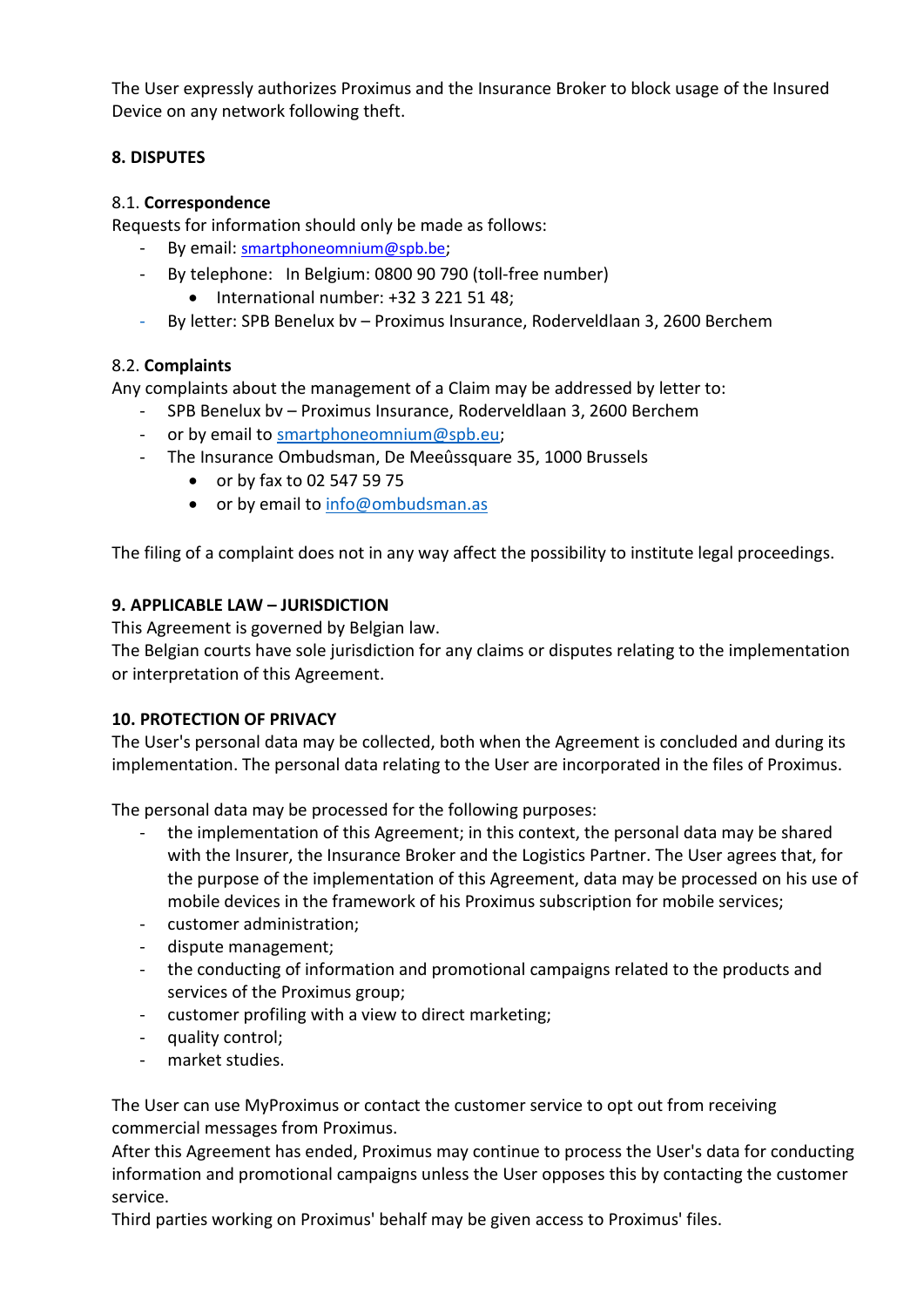The User expressly authorizes Proximus and the Insurance Broker to block usage of the Insured Device on any network following theft.

## 8. DISPUTES

### 8.1. Correspondence

Requests for information should only be made as follows:

- By email: smartphoneomnium@spb.be;
- By telephone: In Belgium: 0800 90 790 (toll-free number)
  - International number: +32 3 221 51 48;
- By letter: SPB Benelux bv – Proximus Insurance, Roderveldlaan 3, 2600 Berchem

### 8.2. Complaints

Any complaints about the management of a Claim may be addressed by letter to:

- SPB Benelux bv – Proximus Insurance, Roderveldlaan 3, 2600 Berchem
- or by email to smartphoneomnium@spb.eu;
- The Insurance Ombudsman, De Meeûssquare 35, 1000 Brussels
  - or by fax to 02 547 59 75
  - or by email to info@ombudsman.as

The filing of a complaint does not in any way affect the possibility to institute legal proceedings.

## 9. APPLICABLE LAW – JURISDICTION

This Agreement is governed by Belgian law.
The Belgian courts have sole jurisdiction for any claims or disputes relating to the implementation or interpretation of this Agreement.

## 10. PROTECTION OF PRIVACY

The User's personal data may be collected, both when the Agreement is concluded and during its implementation. The personal data relating to the User are incorporated in the files of Proximus.

The personal data may be processed for the following purposes:

- the implementation of this Agreement; in this context, the personal data may be shared with the Insurer, the Insurance Broker and the Logistics Partner. The User agrees that, for the purpose of the implementation of this Agreement, data may be processed on his use of mobile devices in the framework of his Proximus subscription for mobile services;
- customer administration;
- dispute management;
- the conducting of information and promotional campaigns related to the products and services of the Proximus group;
- customer profiling with a view to direct marketing;
- quality control;
- market studies.

The User can use MyProximus or contact the customer service to opt out from receiving commercial messages from Proximus.
After this Agreement has ended, Proximus may continue to process the User's data for conducting information and promotional campaigns unless the User opposes this by contacting the customer service.
Third parties working on Proximus' behalf may be given access to Proximus' files.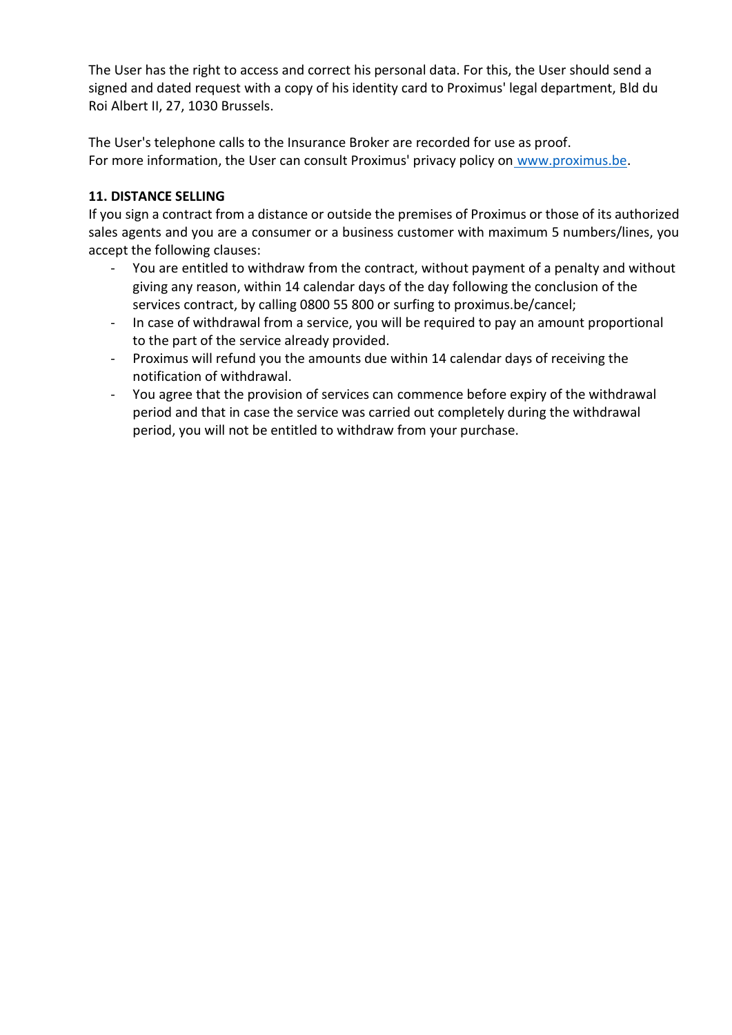The User has the right to access and correct his personal data. For this, the User should send a signed and dated request with a copy of his identity card to Proximus' legal department, Bld du Roi Albert II, 27, 1030 Brussels.

The User's telephone calls to the Insurance Broker are recorded for use as proof.
For more information, the User can consult Proximus' privacy policy on www.proximus.be.

**11. DISTANCE SELLING**

If you sign a contract from a distance or outside the premises of Proximus or those of its authorized sales agents and you are a consumer or a business customer with maximum 5 numbers/lines, you accept the following clauses:

- You are entitled to withdraw from the contract, without payment of a penalty and without giving any reason, within 14 calendar days of the day following the conclusion of the services contract, by calling 0800 55 800 or surfing to proximus.be/cancel;
- In case of withdrawal from a service, you will be required to pay an amount proportional to the part of the service already provided.
- Proximus will refund you the amounts due within 14 calendar days of receiving the notification of withdrawal.
- You agree that the provision of services can commence before expiry of the withdrawal period and that in case the service was carried out completely during the withdrawal period, you will not be entitled to withdraw from your purchase.